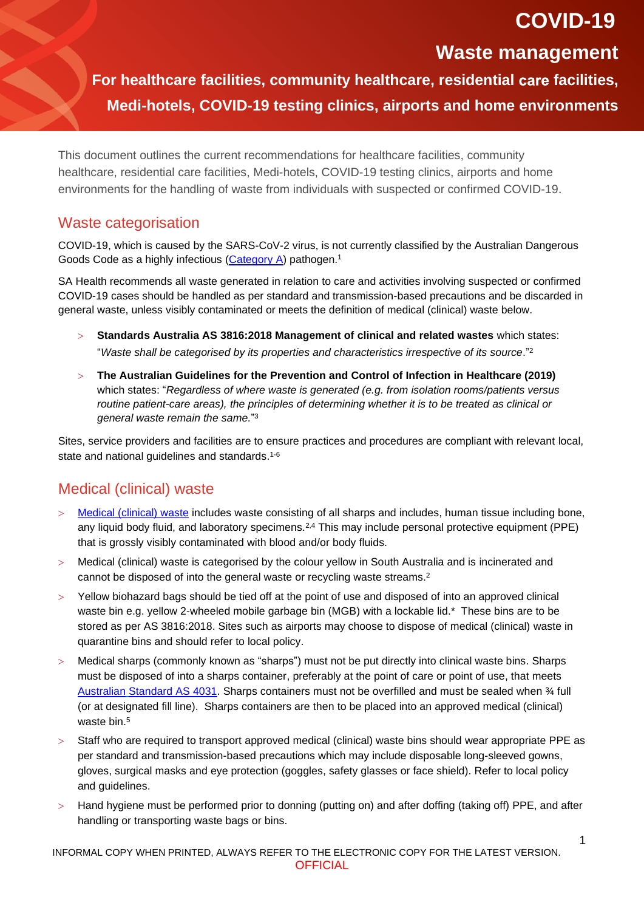# COVID-19

## Waste management

### For healthcare facilities, community healthcare, residential care facilities, Medi-hotels, COVID-19 testing clinics, airports and home environments

This document outlines the current recommendations for healthcare facilities, community healthcare, residential care facilities, Medi-hotels, COVID-19 testing clinics, airports and home environments for the handling of waste from individuals with suspected or confirmed COVID-19.

## Waste categorisation

COVID-19, which is caused by the SARS-CoV-2 virus, is not currently classified by the Australian Dangerous Goods Code as a highly infectious (Category A) pathogen.[1]

SA Health recommends all waste generated in relation to care and activities involving suspected or confirmed COVID-19 cases should be handled as per standard and transmission-based precautions and be discarded in general waste, unless visibly contaminated or meets the definition of medical (clinical) waste below.

- **Standards Australia AS 3816:2018 Management of clinical and related wastes** which states: "*Waste shall be categorised by its properties and characteristics irrespective of its source*."[2]
- **The Australian Guidelines for the Prevention and Control of Infection in Healthcare (2019)** which states: "*Regardless of where waste is generated (e.g. from isolation rooms/patients versus routine patient-care areas), the principles of determining whether it is to be treated as clinical or general waste remain the same.*"[3]

Sites, service providers and facilities are to ensure practices and procedures are compliant with relevant local, state and national guidelines and standards.[1-6]

## Medical (clinical) waste

- Medical (clinical) waste includes waste consisting of all sharps and includes, human tissue including bone, any liquid body fluid, and laboratory specimens.[2,4] This may include personal protective equipment (PPE) that is grossly visibly contaminated with blood and/or body fluids.
- Medical (clinical) waste is categorised by the colour yellow in South Australia and is incinerated and cannot be disposed of into the general waste or recycling waste streams.[2]
- Yellow biohazard bags should be tied off at the point of use and disposed of into an approved clinical waste bin e.g. yellow 2-wheeled mobile garbage bin (MGB) with a lockable lid.* These bins are to be stored as per AS 3816:2018. Sites such as airports may choose to dispose of medical (clinical) waste in quarantine bins and should refer to local policy.
- Medical sharps (commonly known as "sharps") must not be put directly into clinical waste bins. Sharps must be disposed of into a sharps container, preferably at the point of care or point of use, that meets Australian Standard AS 4031. Sharps containers must not be overfilled and must be sealed when ¾ full (or at designated fill line). Sharps containers are then to be placed into an approved medical (clinical) waste bin.[5]
- Staff who are required to transport approved medical (clinical) waste bins should wear appropriate PPE as per standard and transmission-based precautions which may include disposable long-sleeved gowns, gloves, surgical masks and eye protection (goggles, safety glasses or face shield). Refer to local policy and guidelines.
- Hand hygiene must be performed prior to donning (putting on) and after doffing (taking off) PPE, and after handling or transporting waste bags or bins.

INFORMAL COPY WHEN PRINTED, ALWAYS REFER TO THE ELECTRONIC COPY FOR THE LATEST VERSION.
OFFICIAL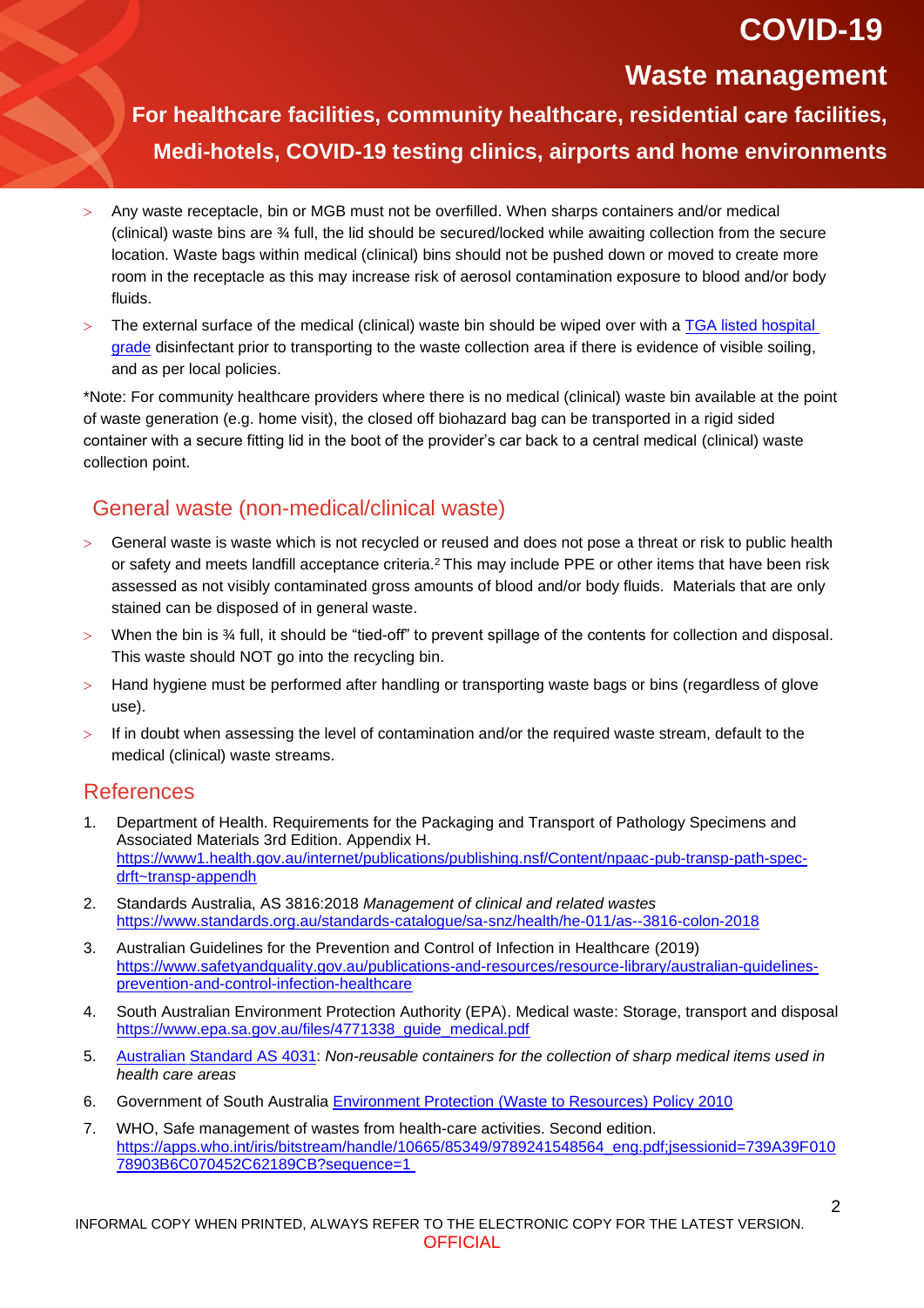- Any waste receptacle, bin or MGB must not be overfilled. When sharps containers and/or medical (clinical) waste bins are ¾ full, the lid should be secured/locked while awaiting collection from the secure location. Waste bags within medical (clinical) bins should not be pushed down or moved to create more room in the receptacle as this may increase risk of aerosol contamination exposure to blood and/or body fluids.
- The external surface of the medical (clinical) waste bin should be wiped over with a [TGA listed hospital grade]() disinfectant prior to transporting to the waste collection area if there is evidence of visible soiling, and as per local policies.

*Note: For community healthcare providers where there is no medical (clinical) waste bin available at the point of waste generation (e.g. home visit), the closed off biohazard bag can be transported in a rigid sided container with a secure fitting lid in the boot of the provider's car back to a central medical (clinical) waste collection point.

## General waste (non-medical/clinical waste)

- General waste is waste which is not recycled or reused and does not pose a threat or risk to public health or safety and meets landfill acceptance criteria.[2] This may include PPE or other items that have been risk assessed as not visibly contaminated gross amounts of blood and/or body fluids. Materials that are only stained can be disposed of in general waste.
- When the bin is ¾ full, it should be "tied-off" to prevent spillage of the contents for collection and disposal. This waste should NOT go into the recycling bin.
- Hand hygiene must be performed after handling or transporting waste bags or bins (regardless of glove use).
- If in doubt when assessing the level of contamination and/or the required waste stream, default to the medical (clinical) waste streams.

## References

1. Department of Health. Requirements for the Packaging and Transport of Pathology Specimens and Associated Materials 3rd Edition. Appendix H. https://www1.health.gov.au/internet/publications/publishing.nsf/Content/npaac-pub-transp-path-spec-drft~transp-appendh
2. Standards Australia, AS 3816:2018 *Management of clinical and related wastes* https://www.standards.org.au/standards-catalogue/sa-snz/health/he-011/as--3816-colon-2018
3. Australian Guidelines for the Prevention and Control of Infection in Healthcare (2019) https://www.safetyandquality.gov.au/publications-and-resources/resource-library/australian-guidelines-prevention-and-control-infection-healthcare
4. South Australian Environment Protection Authority (EPA). Medical waste: Storage, transport and disposal https://www.epa.sa.gov.au/files/4771338_guide_medical.pdf
5. [Australian Standard AS 4031](): *Non-reusable containers for the collection of sharp medical items used in health care areas*
6. Government of South Australia [Environment Protection (Waste to Resources) Policy 2010]()
7. WHO, Safe management of wastes from health-care activities. Second edition. https://apps.who.int/iris/bitstream/handle/10665/85349/9789241548564_eng.pdf;jsessionid=739A39F01078903B6C070452C62189CB?sequence=1

INFORMAL COPY WHEN PRINTED, ALWAYS REFER TO THE ELECTRONIC COPY FOR THE LATEST VERSION.
OFFICIAL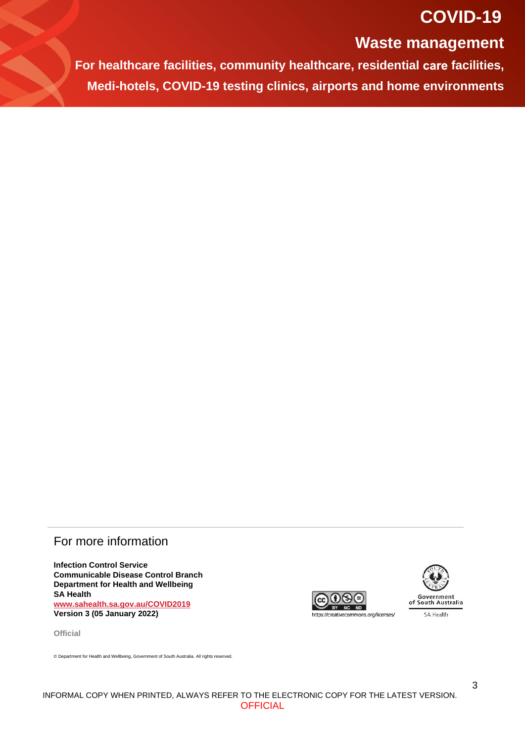# COVID-19

## Waste management

**For healthcare facilities, community healthcare, residential care facilities, Medi-hotels, COVID-19 testing clinics, airports and home environments**

## For more information

**Infection Control Service**
**Communicable Disease Control Branch**
**Department for Health and Wellbeing**
**SA Health**
**[www.sahealth.sa.gov.au/COVID2019](www.sahealth.sa.gov.au/COVID2019)**
**Version 3 (05 January 2022)**

**Official**

https://creativecommons.org/licenses/

Government of South Australia
SA Health

© Department for Health and Wellbeing, Government of South Australia. All rights reserved.

INFORMAL COPY WHEN PRINTED, ALWAYS REFER TO THE ELECTRONIC COPY FOR THE LATEST VERSION.
OFFICIAL